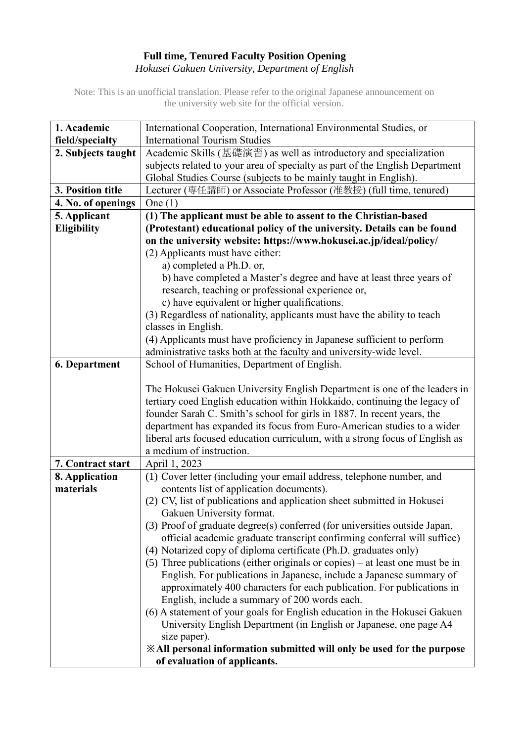**Full time, Tenured Faculty Position Opening**

*Hokusei Gakuen University, Department of English*

Note: This is an unofficial translation. Please refer to the original Japanese announcement on the university web site for the official version.

| | |
|---|---|
| **1. Academic field/specialty** | International Cooperation, International Environmental Studies, or International Tourism Studies |
| **2. Subjects taught** | Academic Skills (基礎演習) as well as introductory and specialization subjects related to your area of specialty as part of the English Department Global Studies Course (subjects to be mainly taught in English). |
| **3. Position title** | Lecturer (専任講師) or Associate Professor (准教授) (full time, tenured) |
| **4. No. of openings** | One (1) |
| **5. Applicant Eligibility** | **(1) The applicant must be able to assent to the Christian-based (Protestant) educational policy of the university. Details can be found on the university website: https://www.hokusei.ac.jp/ideal/policy/**<br>(2) Applicants must have either:<br>a) completed a Ph.D. or,<br>b) have completed a Master's degree and have at least three years of research, teaching or professional experience or,<br>c) have equivalent or higher qualifications.<br>(3) Regardless of nationality, applicants must have the ability to teach classes in English.<br>(4) Applicants must have proficiency in Japanese sufficient to perform administrative tasks both at the faculty and university-wide level. |
| **6. Department** | School of Humanities, Department of English.<br><br>The Hokusei Gakuen University English Department is one of the leaders in tertiary coed English education within Hokkaido, continuing the legacy of founder Sarah C. Smith's school for girls in 1887. In recent years, the department has expanded its focus from Euro-American studies to a wider liberal arts focused education curriculum, with a strong focus of English as a medium of instruction. |
| **7. Contract start** | April 1, 2023 |
| **8. Application materials** | (1) Cover letter (including your email address, telephone number, and contents list of application documents).<br>(2) CV, list of publications and application sheet submitted in Hokusei Gakuen University format.<br>(3) Proof of graduate degree(s) conferred (for universities outside Japan, official academic graduate transcript confirming conferral will suffice)<br>(4) Notarized copy of diploma certificate (Ph.D. graduates only)<br>(5) Three publications (either originals or copies) – at least one must be in English. For publications in Japanese, include a Japanese summary of approximately 400 characters for each publication. For publications in English, include a summary of 200 words each.<br>(6) A statement of your goals for English education in the Hokusei Gakuen University English Department (in English or Japanese, one page A4 size paper).<br>**※All personal information submitted will only be used for the purpose of evaluation of applicants.** |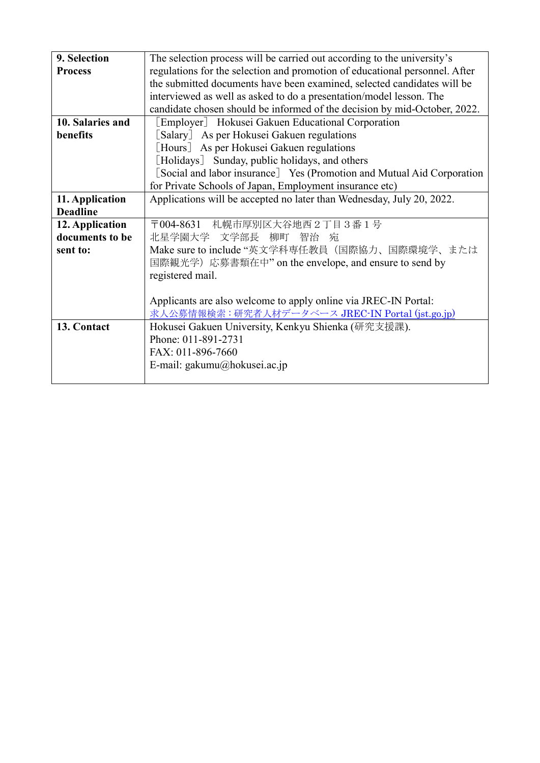| | |
|---|---|
| **9. Selection Process** | The selection process will be carried out according to the university's regulations for the selection and promotion of educational personnel. After the submitted documents have been examined, selected candidates will be interviewed as well as asked to do a presentation/model lesson. The candidate chosen should be informed of the decision by mid-October, 2022. |
| **10. Salaries and benefits** | ［Employer］ Hokusei Gakuen Educational Corporation<br>［Salary］ As per Hokusei Gakuen regulations<br>［Hours］ As per Hokusei Gakuen regulations<br>［Holidays］ Sunday, public holidays, and others<br>［Social and labor insurance］ Yes (Promotion and Mutual Aid Corporation for Private Schools of Japan, Employment insurance etc) |
| **11. Application Deadline** | Applications will be accepted no later than Wednesday, July 20, 2022. |
| **12. Application documents to be sent to:** | 〒004-8631　札幌市厚別区大谷地西２丁目３番１号<br>北星学園大学　文学部長　柳町　智治　宛<br>Make sure to include "英文学科専任教員（国際協力、国際環境学、または国際観光学）応募書類在中" on the envelope, and ensure to send by registered mail.<br><br>Applicants are also welcome to apply online via JREC-IN Portal:<br>求人公募情報検索：研究者人材データベース JREC-IN Portal (jst.go.jp) |
| **13. Contact** | Hokusei Gakuen University, Kenkyu Shienka (研究支援課).<br>Phone: 011-891-2731<br>FAX: 011-896-7660<br>E-mail: gakumu@hokusei.ac.jp |